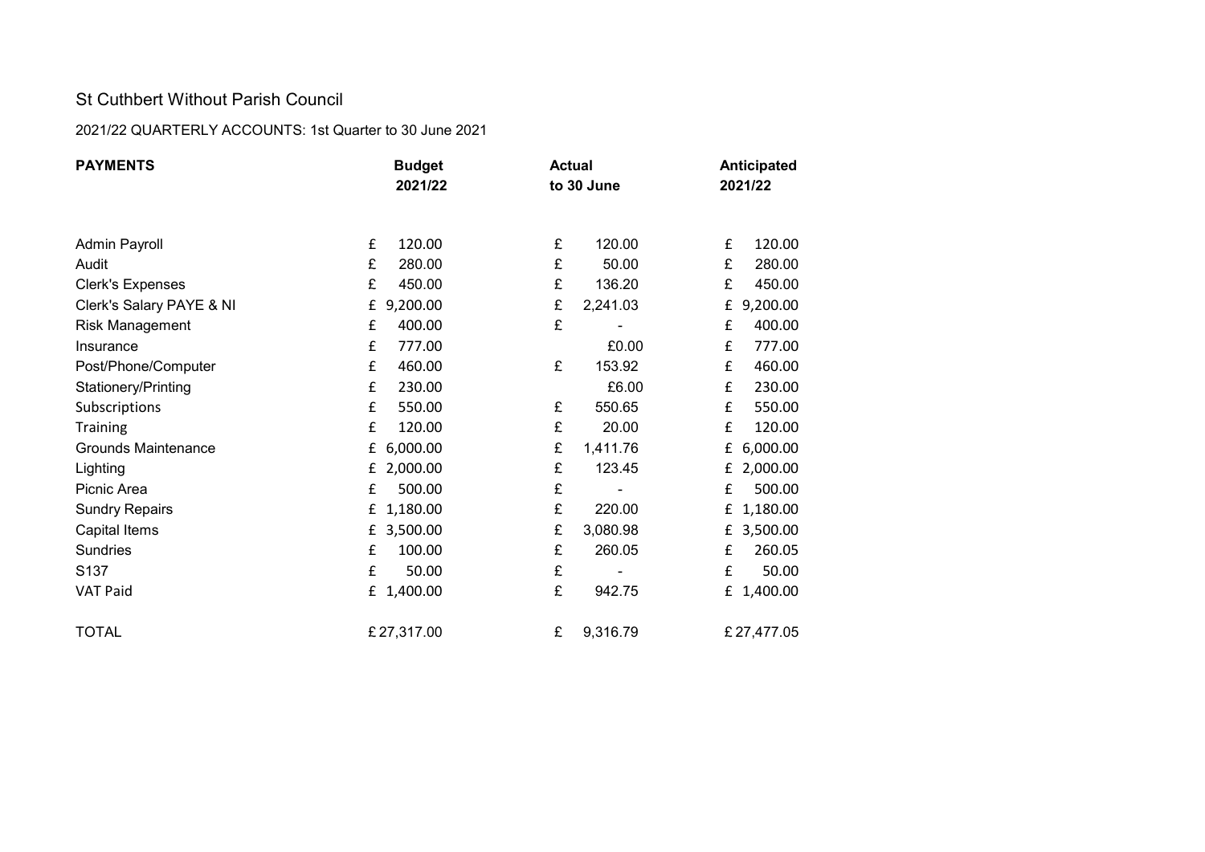St Cuthbert Without Parish Council

2021/22 QUARTERLY ACCOUNTS: 1st Quarter to 30 June 2021

| **PAYMENTS** | **Budget 2021/22** | **Actual to 30 June** | **Anticipated 2021/22** |
|---|---|---|---|
| Admin Payroll | £ 120.00 | £ 120.00 | £ 120.00 |
| Audit | £ 280.00 | £ 50.00 | £ 280.00 |
| Clerk's Expenses | £ 450.00 | £ 136.20 | £ 450.00 |
| Clerk's Salary PAYE & NI | £ 9,200.00 | £ 2,241.03 | £ 9,200.00 |
| Risk Management | £ 400.00 | £ - | £ 400.00 |
| Insurance | £ 777.00 | £0.00 | £ 777.00 |
| Post/Phone/Computer | £ 460.00 | £ 153.92 | £ 460.00 |
| Stationery/Printing | £ 230.00 | £6.00 | £ 230.00 |
| Subscriptions | £ 550.00 | £ 550.65 | £ 550.00 |
| Training | £ 120.00 | £ 20.00 | £ 120.00 |
| Grounds Maintenance | £ 6,000.00 | £ 1,411.76 | £ 6,000.00 |
| Lighting | £ 2,000.00 | £ 123.45 | £ 2,000.00 |
| Picnic Area | £ 500.00 | £ - | £ 500.00 |
| Sundry Repairs | £ 1,180.00 | £ 220.00 | £ 1,180.00 |
| Capital Items | £ 3,500.00 | £ 3,080.98 | £ 3,500.00 |
| Sundries | £ 100.00 | £ 260.05 | £ 260.05 |
| S137 | £ 50.00 | £ - | £ 50.00 |
| VAT Paid | £ 1,400.00 | £ 942.75 | £ 1,400.00 |
| TOTAL | £27,317.00 | £ 9,316.79 | £27,477.05 |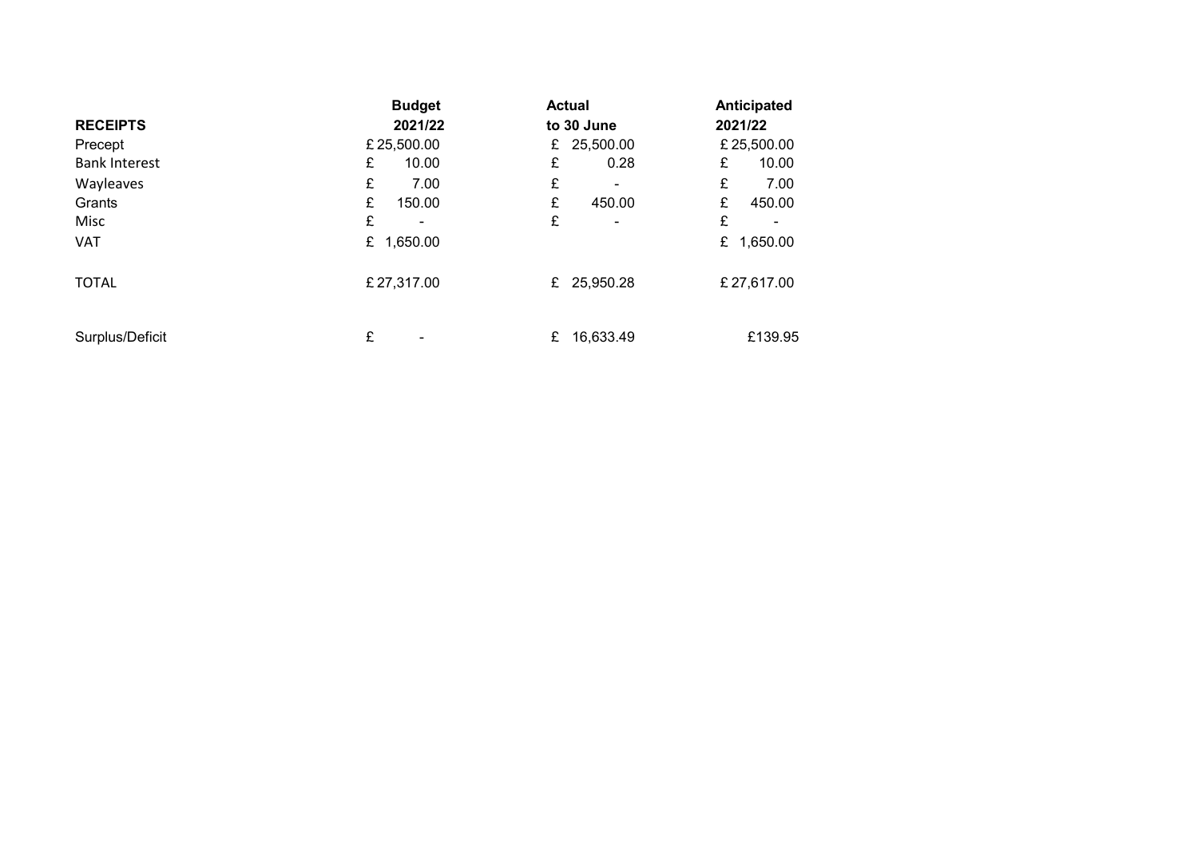| RECEIPTS | Budget 2021/22 | Actual to 30 June | Anticipated 2021/22 |
|---|---|---|---|
| Precept | £ 25,500.00 | £ 25,500.00 | £ 25,500.00 |
| Bank Interest | £ 10.00 | £ 0.28 | £ 10.00 |
| Wayleaves | £ 7.00 | £ - | £ 7.00 |
| Grants | £ 150.00 | £ 450.00 | £ 450.00 |
| Misc | £ - | £ - | £ - |
| VAT | £ 1,650.00 | | £ 1,650.00 |
| TOTAL | £ 27,317.00 | £ 25,950.28 | £ 27,617.00 |
| Surplus/Deficit | £ - | £ 16,633.49 | £139.95 |